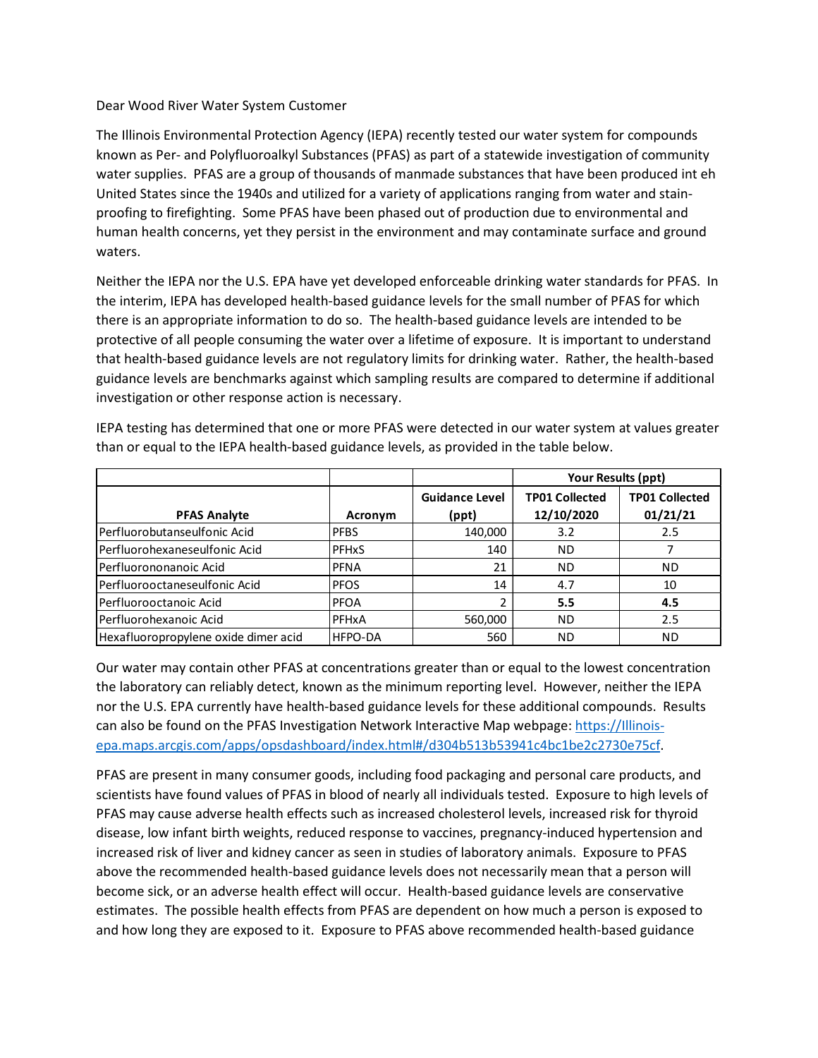Dear Wood River Water System Customer

The Illinois Environmental Protection Agency (IEPA) recently tested our water system for compounds known as Per- and Polyfluoroalkyl Substances (PFAS) as part of a statewide investigation of community water supplies. PFAS are a group of thousands of manmade substances that have been produced int eh United States since the 1940s and utilized for a variety of applications ranging from water and stain-proofing to firefighting. Some PFAS have been phased out of production due to environmental and human health concerns, yet they persist in the environment and may contaminate surface and ground waters.

Neither the IEPA nor the U.S. EPA have yet developed enforceable drinking water standards for PFAS. In the interim, IEPA has developed health-based guidance levels for the small number of PFAS for which there is an appropriate information to do so. The health-based guidance levels are intended to be protective of all people consuming the water over a lifetime of exposure. It is important to understand that health-based guidance levels are not regulatory limits for drinking water. Rather, the health-based guidance levels are benchmarks against which sampling results are compared to determine if additional investigation or other response action is necessary.

IEPA testing has determined that one or more PFAS were detected in our water system at values greater than or equal to the IEPA health-based guidance levels, as provided in the table below.

| | | | Your Results (ppt) | |
|---|---|---|---|---|
| **PFAS Analyte** | **Acronym** | **Guidance Level (ppt)** | **TP01 Collected 12/10/2020** | **TP01 Collected 01/21/21** |
| Perfluorobutanseulfonic Acid | PFBS | 140,000 | 3.2 | 2.5 |
| Perfluorohexaneseulfonic Acid | PFHxS | 140 | ND | 7 |
| Perfluorononanoic Acid | PFNA | 21 | ND | ND |
| Perfluorooctaneseulfonic Acid | PFOS | 14 | 4.7 | 10 |
| Perfluorooctanoic Acid | PFOA | 2 | **5.5** | **4.5** |
| Perfluorohexanoic Acid | PFHxA | 560,000 | ND | 2.5 |
| Hexafluoropropylene oxide dimer acid | HFPO-DA | 560 | ND | ND |

Our water may contain other PFAS at concentrations greater than or equal to the lowest concentration the laboratory can reliably detect, known as the minimum reporting level. However, neither the IEPA nor the U.S. EPA currently have health-based guidance levels for these additional compounds. Results can also be found on the PFAS Investigation Network Interactive Map webpage: https://Illinois-epa.maps.arcgis.com/apps/opsdashboard/index.html#/d304b513b53941c4bc1be2c2730e75cf.

PFAS are present in many consumer goods, including food packaging and personal care products, and scientists have found values of PFAS in blood of nearly all individuals tested. Exposure to high levels of PFAS may cause adverse health effects such as increased cholesterol levels, increased risk for thyroid disease, low infant birth weights, reduced response to vaccines, pregnancy-induced hypertension and increased risk of liver and kidney cancer as seen in studies of laboratory animals. Exposure to PFAS above the recommended health-based guidance levels does not necessarily mean that a person will become sick, or an adverse health effect will occur. Health-based guidance levels are conservative estimates. The possible health effects from PFAS are dependent on how much a person is exposed to and how long they are exposed to it. Exposure to PFAS above recommended health-based guidance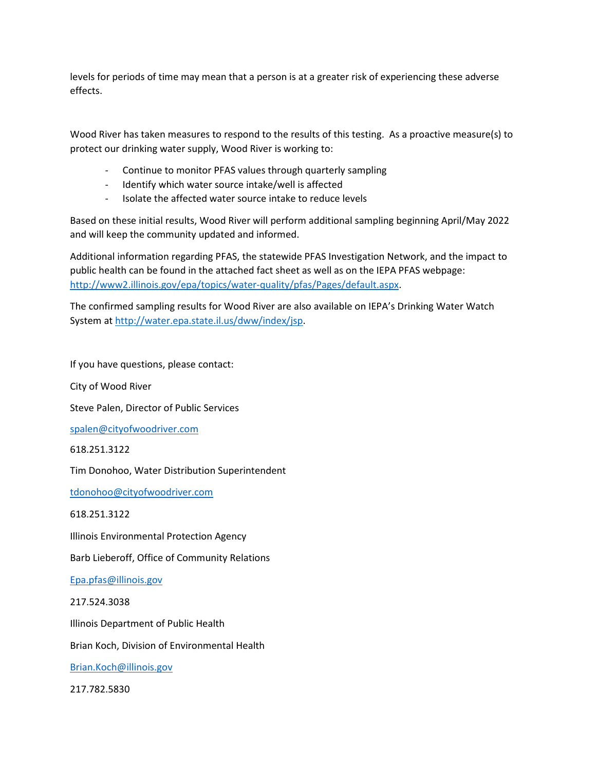levels for periods of time may mean that a person is at a greater risk of experiencing these adverse effects.

Wood River has taken measures to respond to the results of this testing. As a proactive measure(s) to protect our drinking water supply, Wood River is working to:

- Continue to monitor PFAS values through quarterly sampling
- Identify which water source intake/well is affected
- Isolate the affected water source intake to reduce levels

Based on these initial results, Wood River will perform additional sampling beginning April/May 2022 and will keep the community updated and informed.

Additional information regarding PFAS, the statewide PFAS Investigation Network, and the impact to public health can be found in the attached fact sheet as well as on the IEPA PFAS webpage: http://www2.illinois.gov/epa/topics/water-quality/pfas/Pages/default.aspx.

The confirmed sampling results for Wood River are also available on IEPA's Drinking Water Watch System at http://water.epa.state.il.us/dww/index/jsp.

If you have questions, please contact:

City of Wood River

Steve Palen, Director of Public Services

spalen@cityofwoodriver.com

618.251.3122

Tim Donohoo, Water Distribution Superintendent

tdonohoo@cityofwoodriver.com

618.251.3122

Illinois Environmental Protection Agency

Barb Lieberoff, Office of Community Relations

Epa.pfas@illinois.gov

217.524.3038

Illinois Department of Public Health

Brian Koch, Division of Environmental Health

Brian.Koch@illinois.gov

217.782.5830